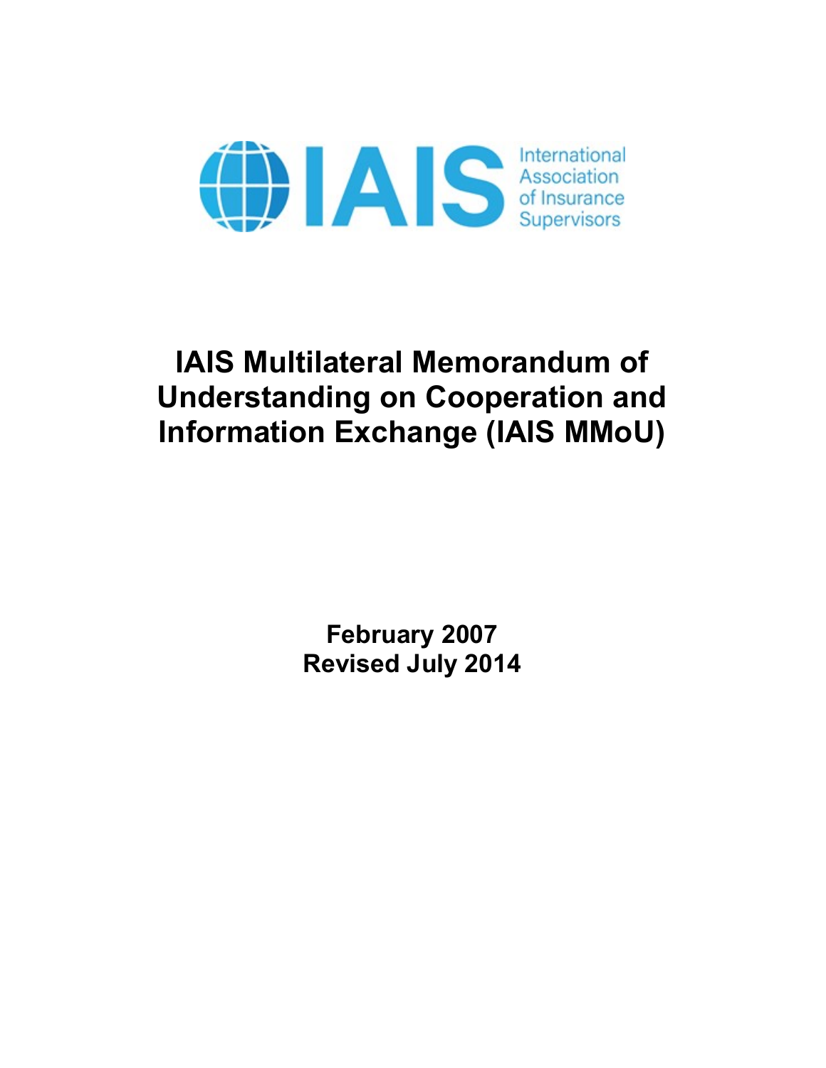IAIS International Association of Insurance Supervisors

# IAIS Multilateral Memorandum of Understanding on Cooperation and Information Exchange (IAIS MMoU)

**February 2007**
**Revised July 2014**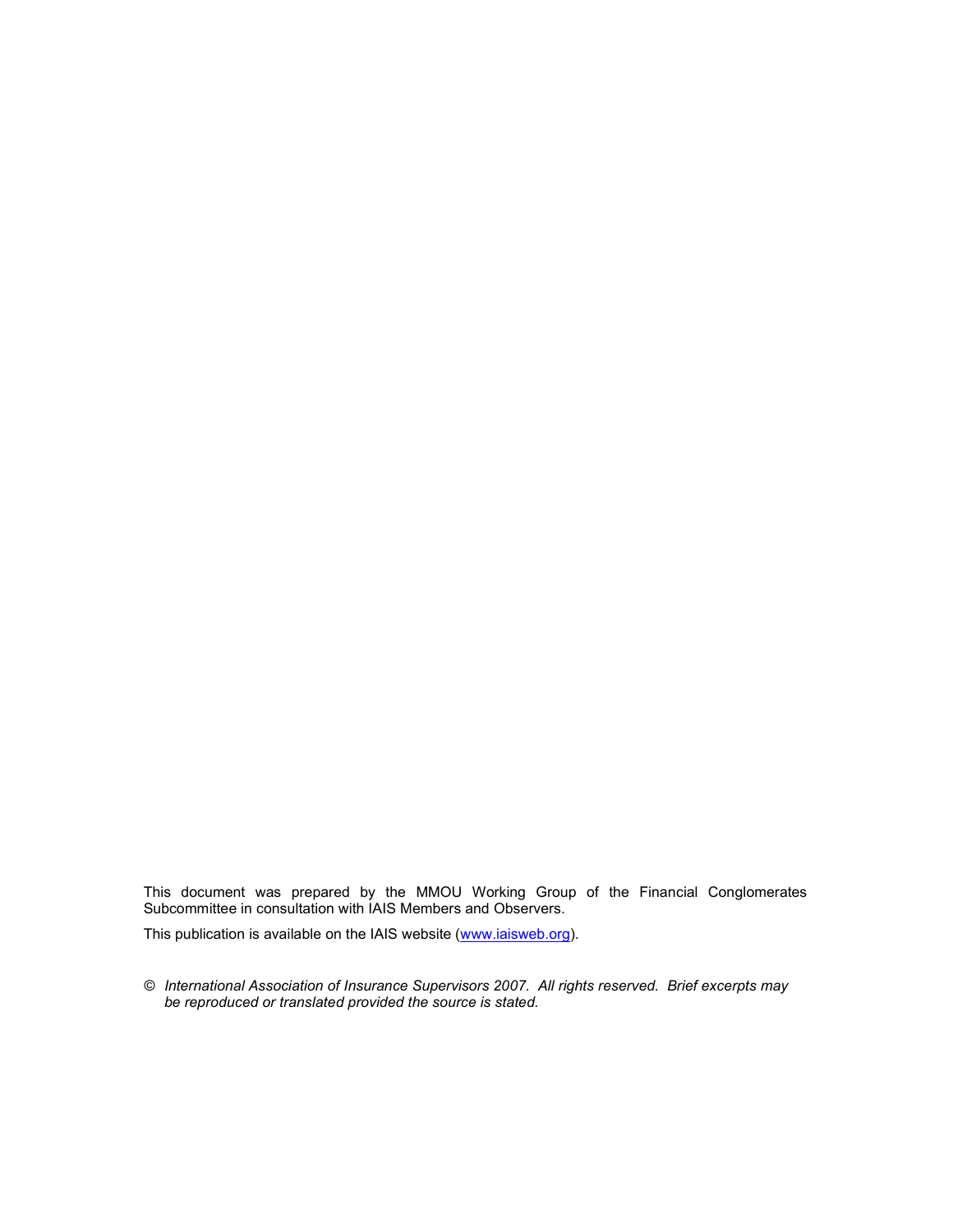This document was prepared by the MMOU Working Group of the Financial Conglomerates Subcommittee in consultation with IAIS Members and Observers.

This publication is available on the IAIS website (www.iaisweb.org).

© *International Association of Insurance Supervisors 2007. All rights reserved. Brief excerpts may be reproduced or translated provided the source is stated.*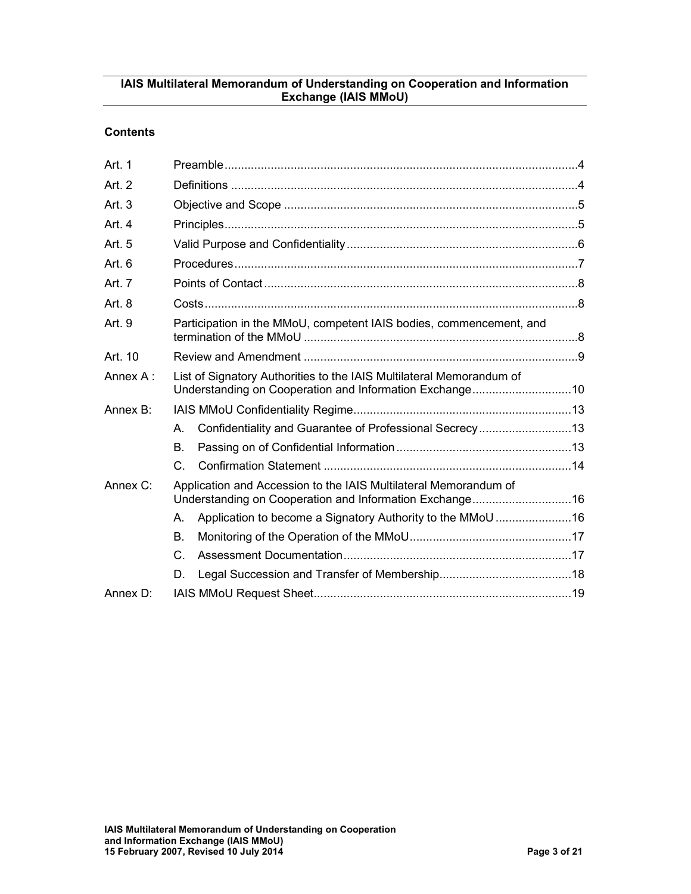**IAIS Multilateral Memorandum of Understanding on Cooperation and Information Exchange (IAIS MMoU)**

## Contents

| | | |
|---|---|---|
| Art. 1 | Preamble | 4 |
| Art. 2 | Definitions | 4 |
| Art. 3 | Objective and Scope | 5 |
| Art. 4 | Principles | 5 |
| Art. 5 | Valid Purpose and Confidentiality | 6 |
| Art. 6 | Procedures | 7 |
| Art. 7 | Points of Contact | 8 |
| Art. 8 | Costs | 8 |
| Art. 9 | Participation in the MMoU, competent IAIS bodies, commencement, and termination of the MMoU | 8 |
| Art. 10 | Review and Amendment | 9 |
| Annex A : | List of Signatory Authorities to the IAIS Multilateral Memorandum of Understanding on Cooperation and Information Exchange | 10 |
| Annex B: | IAIS MMoU Confidentiality Regime | 13 |
| | A. Confidentiality and Guarantee of Professional Secrecy | 13 |
| | B. Passing on of Confidential Information | 13 |
| | C. Confirmation Statement | 14 |
| Annex C: | Application and Accession to the IAIS Multilateral Memorandum of Understanding on Cooperation and Information Exchange | 16 |
| | A. Application to become a Signatory Authority to the MMoU | 16 |
| | B. Monitoring of the Operation of the MMoU | 17 |
| | C. Assessment Documentation | 17 |
| | D. Legal Succession and Transfer of Membership | 18 |
| Annex D: | IAIS MMoU Request Sheet | 19 |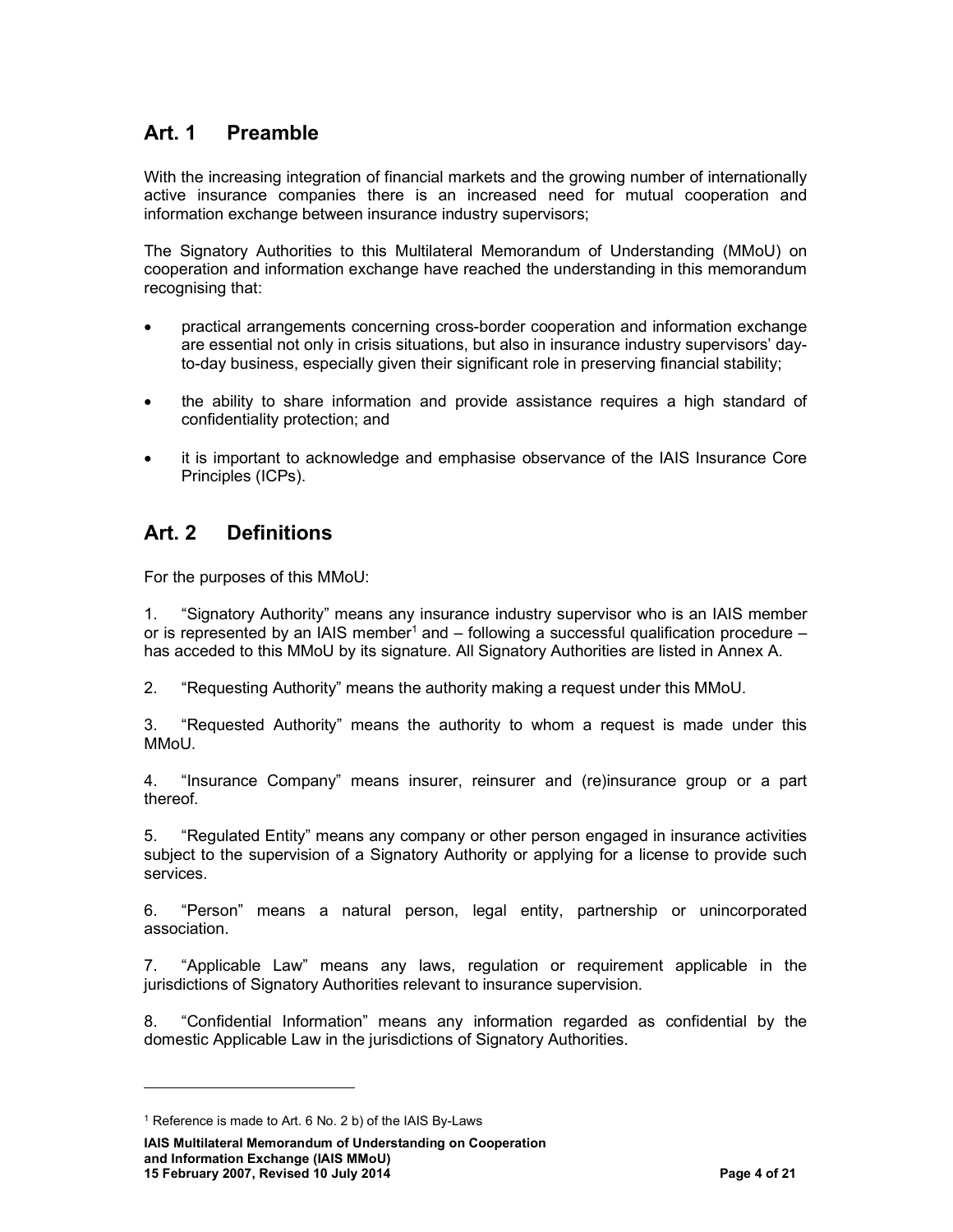## Art. 1 Preamble

With the increasing integration of financial markets and the growing number of internationally active insurance companies there is an increased need for mutual cooperation and information exchange between insurance industry supervisors;

The Signatory Authorities to this Multilateral Memorandum of Understanding (MMoU) on cooperation and information exchange have reached the understanding in this memorandum recognising that:

- practical arrangements concerning cross-border cooperation and information exchange are essential not only in crisis situations, but also in insurance industry supervisors' day-to-day business, especially given their significant role in preserving financial stability;
- the ability to share information and provide assistance requires a high standard of confidentiality protection; and
- it is important to acknowledge and emphasise observance of the IAIS Insurance Core Principles (ICPs).

## Art. 2 Definitions

For the purposes of this MMoU:

1. "Signatory Authority" means any insurance industry supervisor who is an IAIS member or is represented by an IAIS member[1] and – following a successful qualification procedure – has acceded to this MMoU by its signature. All Signatory Authorities are listed in Annex A.

2. "Requesting Authority" means the authority making a request under this MMoU.

3. "Requested Authority" means the authority to whom a request is made under this MMoU.

4. "Insurance Company" means insurer, reinsurer and (re)insurance group or a part thereof.

5. "Regulated Entity" means any company or other person engaged in insurance activities subject to the supervision of a Signatory Authority or applying for a license to provide such services.

6. "Person" means a natural person, legal entity, partnership or unincorporated association.

7. "Applicable Law" means any laws, regulation or requirement applicable in the jurisdictions of Signatory Authorities relevant to insurance supervision.

8. "Confidential Information" means any information regarded as confidential by the domestic Applicable Law in the jurisdictions of Signatory Authorities.

---

[1] Reference is made to Art. 6 No. 2 b) of the IAIS By-Laws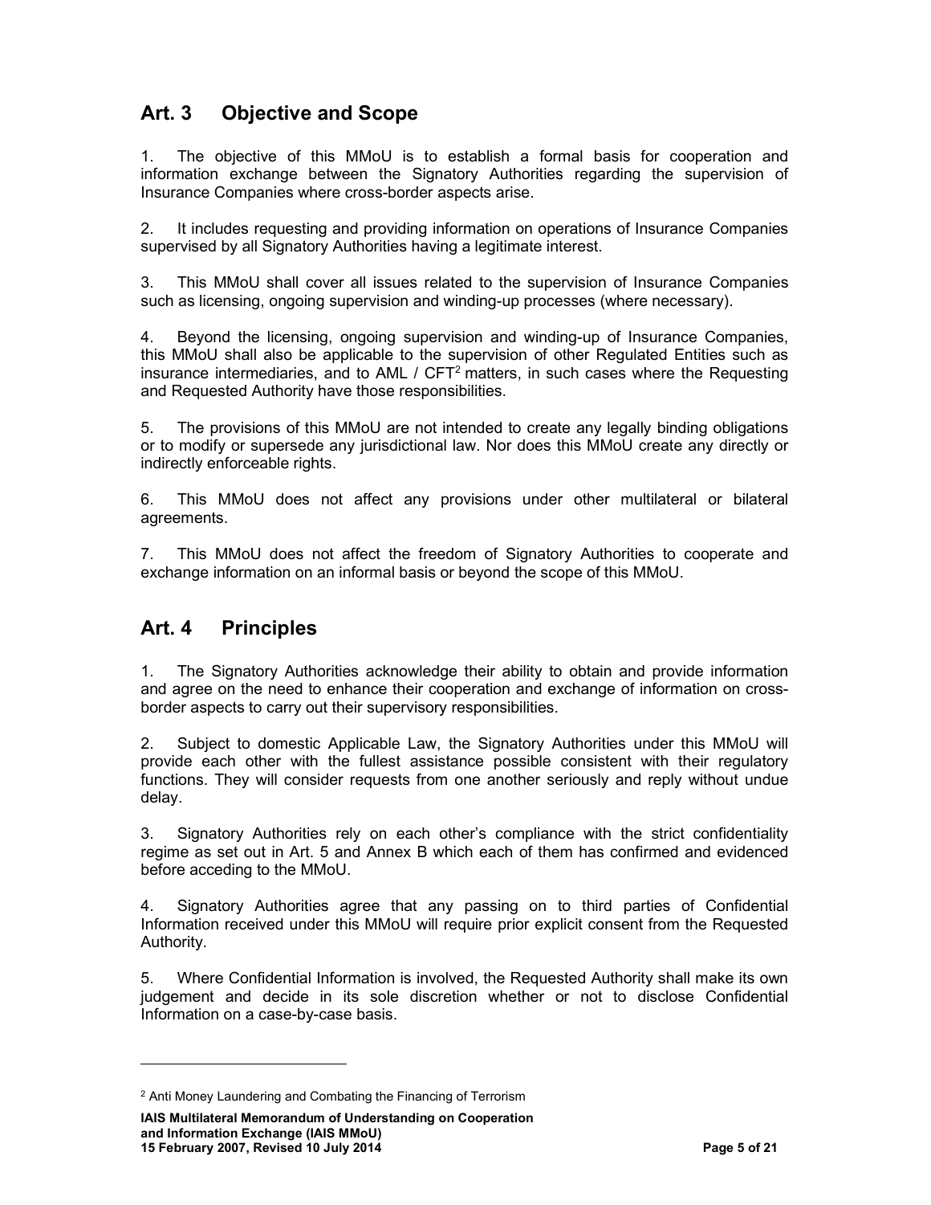## Art. 3 Objective and Scope

1. The objective of this MMoU is to establish a formal basis for cooperation and information exchange between the Signatory Authorities regarding the supervision of Insurance Companies where cross-border aspects arise.

2. It includes requesting and providing information on operations of Insurance Companies supervised by all Signatory Authorities having a legitimate interest.

3. This MMoU shall cover all issues related to the supervision of Insurance Companies such as licensing, ongoing supervision and winding-up processes (where necessary).

4. Beyond the licensing, ongoing supervision and winding-up of Insurance Companies, this MMoU shall also be applicable to the supervision of other Regulated Entities such as insurance intermediaries, and to AML / CFT[2] matters, in such cases where the Requesting and Requested Authority have those responsibilities.

5. The provisions of this MMoU are not intended to create any legally binding obligations or to modify or supersede any jurisdictional law. Nor does this MMoU create any directly or indirectly enforceable rights.

6. This MMoU does not affect any provisions under other multilateral or bilateral agreements.

7. This MMoU does not affect the freedom of Signatory Authorities to cooperate and exchange information on an informal basis or beyond the scope of this MMoU.

## Art. 4 Principles

1. The Signatory Authorities acknowledge their ability to obtain and provide information and agree on the need to enhance their cooperation and exchange of information on cross-border aspects to carry out their supervisory responsibilities.

2. Subject to domestic Applicable Law, the Signatory Authorities under this MMoU will provide each other with the fullest assistance possible consistent with their regulatory functions. They will consider requests from one another seriously and reply without undue delay.

3. Signatory Authorities rely on each other's compliance with the strict confidentiality regime as set out in Art. 5 and Annex B which each of them has confirmed and evidenced before acceding to the MMoU.

4. Signatory Authorities agree that any passing on to third parties of Confidential Information received under this MMoU will require prior explicit consent from the Requested Authority.

5. Where Confidential Information is involved, the Requested Authority shall make its own judgement and decide in its sole discretion whether or not to disclose Confidential Information on a case-by-case basis.

---

[2] Anti Money Laundering and Combating the Financing of Terrorism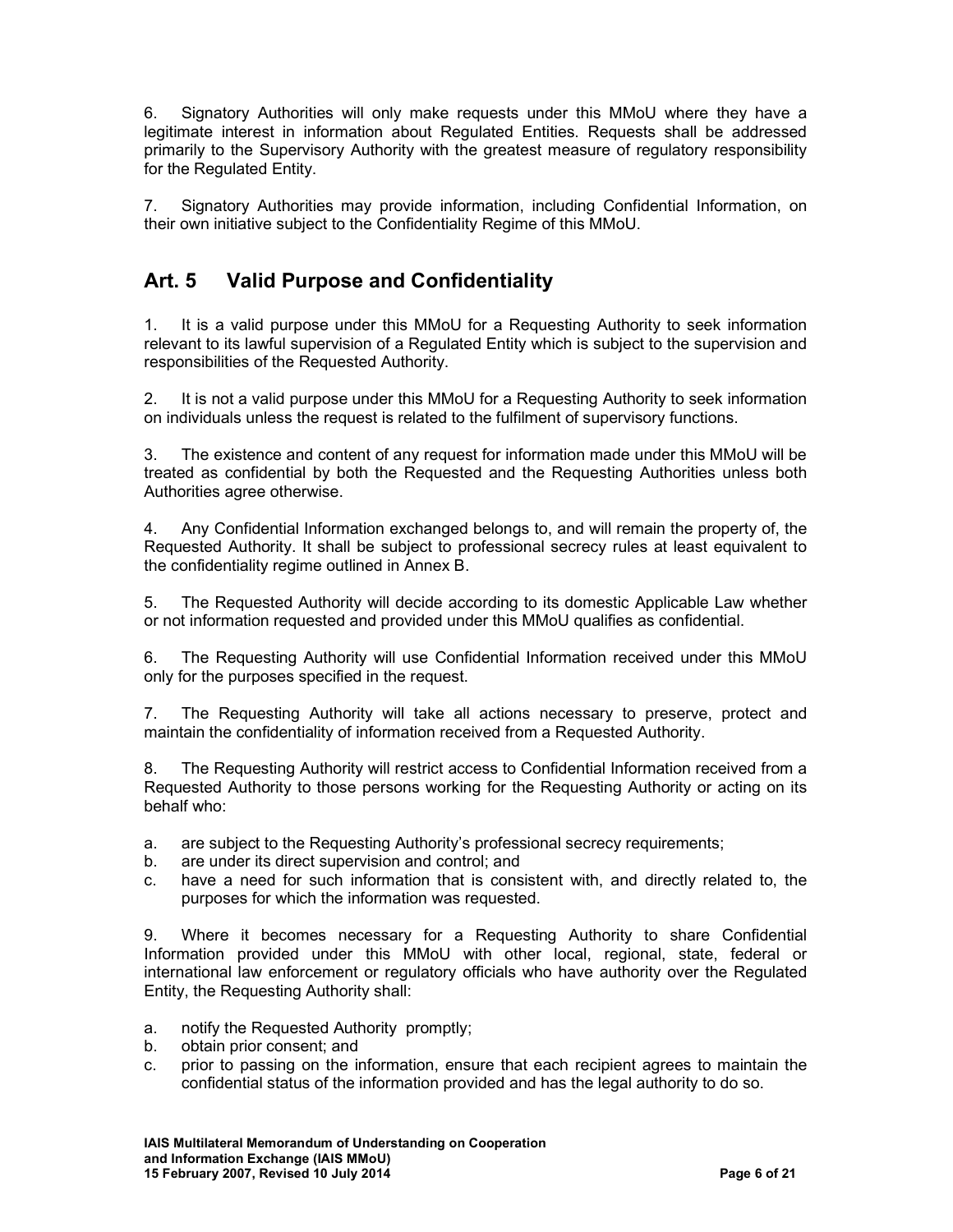6. Signatory Authorities will only make requests under this MMoU where they have a legitimate interest in information about Regulated Entities. Requests shall be addressed primarily to the Supervisory Authority with the greatest measure of regulatory responsibility for the Regulated Entity.

7. Signatory Authorities may provide information, including Confidential Information, on their own initiative subject to the Confidentiality Regime of this MMoU.

## Art. 5 Valid Purpose and Confidentiality

1. It is a valid purpose under this MMoU for a Requesting Authority to seek information relevant to its lawful supervision of a Regulated Entity which is subject to the supervision and responsibilities of the Requested Authority.

2. It is not a valid purpose under this MMoU for a Requesting Authority to seek information on individuals unless the request is related to the fulfilment of supervisory functions.

3. The existence and content of any request for information made under this MMoU will be treated as confidential by both the Requested and the Requesting Authorities unless both Authorities agree otherwise.

4. Any Confidential Information exchanged belongs to, and will remain the property of, the Requested Authority. It shall be subject to professional secrecy rules at least equivalent to the confidentiality regime outlined in Annex B.

5. The Requested Authority will decide according to its domestic Applicable Law whether or not information requested and provided under this MMoU qualifies as confidential.

6. The Requesting Authority will use Confidential Information received under this MMoU only for the purposes specified in the request.

7. The Requesting Authority will take all actions necessary to preserve, protect and maintain the confidentiality of information received from a Requested Authority.

8. The Requesting Authority will restrict access to Confidential Information received from a Requested Authority to those persons working for the Requesting Authority or acting on its behalf who:

a. are subject to the Requesting Authority's professional secrecy requirements;
b. are under its direct supervision and control; and
c. have a need for such information that is consistent with, and directly related to, the purposes for which the information was requested.

9. Where it becomes necessary for a Requesting Authority to share Confidential Information provided under this MMoU with other local, regional, state, federal or international law enforcement or regulatory officials who have authority over the Regulated Entity, the Requesting Authority shall:

a. notify the Requested Authority promptly;
b. obtain prior consent; and
c. prior to passing on the information, ensure that each recipient agrees to maintain the confidential status of the information provided and has the legal authority to do so.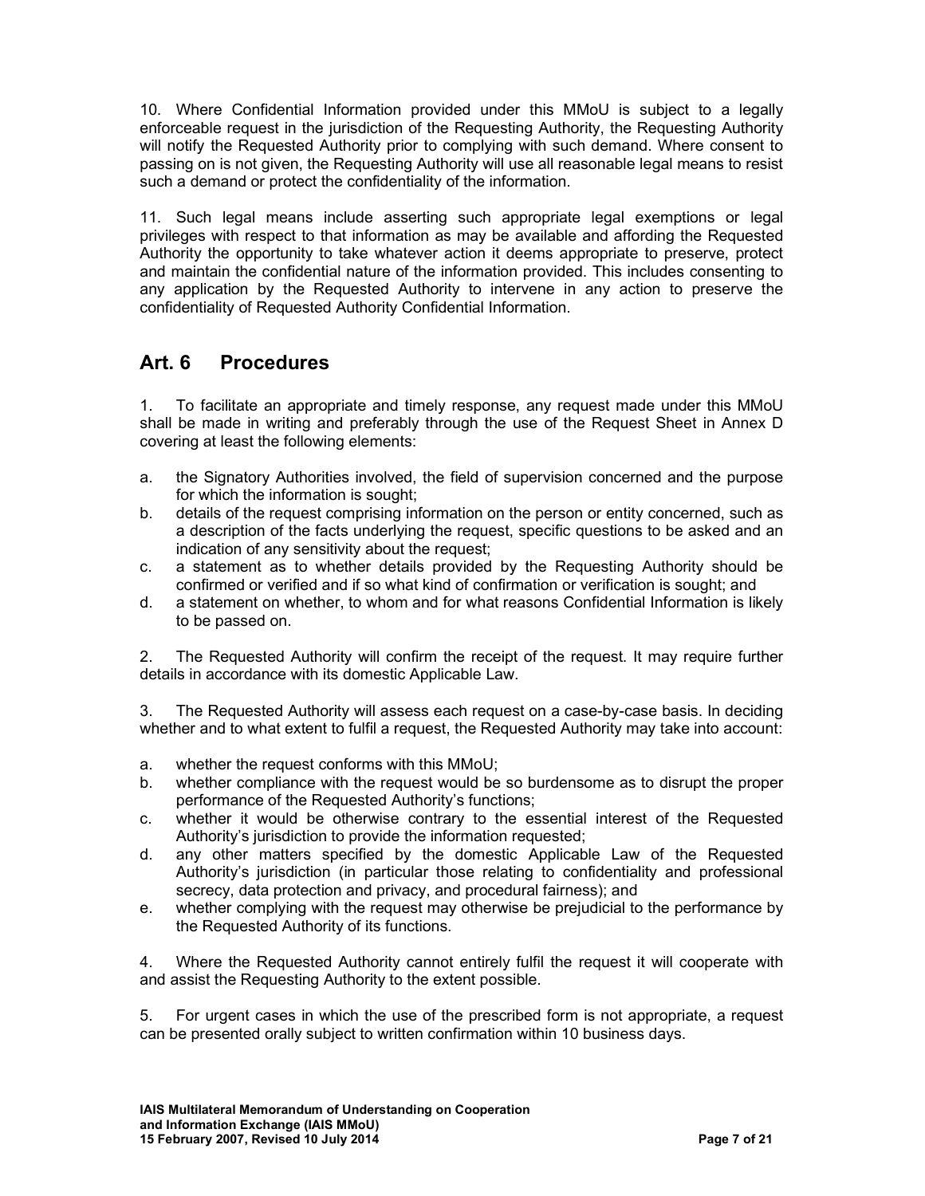10. Where Confidential Information provided under this MMoU is subject to a legally enforceable request in the jurisdiction of the Requesting Authority, the Requesting Authority will notify the Requested Authority prior to complying with such demand. Where consent to passing on is not given, the Requesting Authority will use all reasonable legal means to resist such a demand or protect the confidentiality of the information.

11. Such legal means include asserting such appropriate legal exemptions or legal privileges with respect to that information as may be available and affording the Requested Authority the opportunity to take whatever action it deems appropriate to preserve, protect and maintain the confidential nature of the information provided. This includes consenting to any application by the Requested Authority to intervene in any action to preserve the confidentiality of Requested Authority Confidential Information.

## Art. 6 Procedures

1. To facilitate an appropriate and timely response, any request made under this MMoU shall be made in writing and preferably through the use of the Request Sheet in Annex D covering at least the following elements:

a. the Signatory Authorities involved, the field of supervision concerned and the purpose for which the information is sought;
b. details of the request comprising information on the person or entity concerned, such as a description of the facts underlying the request, specific questions to be asked and an indication of any sensitivity about the request;
c. a statement as to whether details provided by the Requesting Authority should be confirmed or verified and if so what kind of confirmation or verification is sought; and
d. a statement on whether, to whom and for what reasons Confidential Information is likely to be passed on.

2. The Requested Authority will confirm the receipt of the request. It may require further details in accordance with its domestic Applicable Law.

3. The Requested Authority will assess each request on a case-by-case basis. In deciding whether and to what extent to fulfil a request, the Requested Authority may take into account:

a. whether the request conforms with this MMoU;
b. whether compliance with the request would be so burdensome as to disrupt the proper performance of the Requested Authority's functions;
c. whether it would be otherwise contrary to the essential interest of the Requested Authority's jurisdiction to provide the information requested;
d. any other matters specified by the domestic Applicable Law of the Requested Authority's jurisdiction (in particular those relating to confidentiality and professional secrecy, data protection and privacy, and procedural fairness); and
e. whether complying with the request may otherwise be prejudicial to the performance by the Requested Authority of its functions.

4. Where the Requested Authority cannot entirely fulfil the request it will cooperate with and assist the Requesting Authority to the extent possible.

5. For urgent cases in which the use of the prescribed form is not appropriate, a request can be presented orally subject to written confirmation within 10 business days.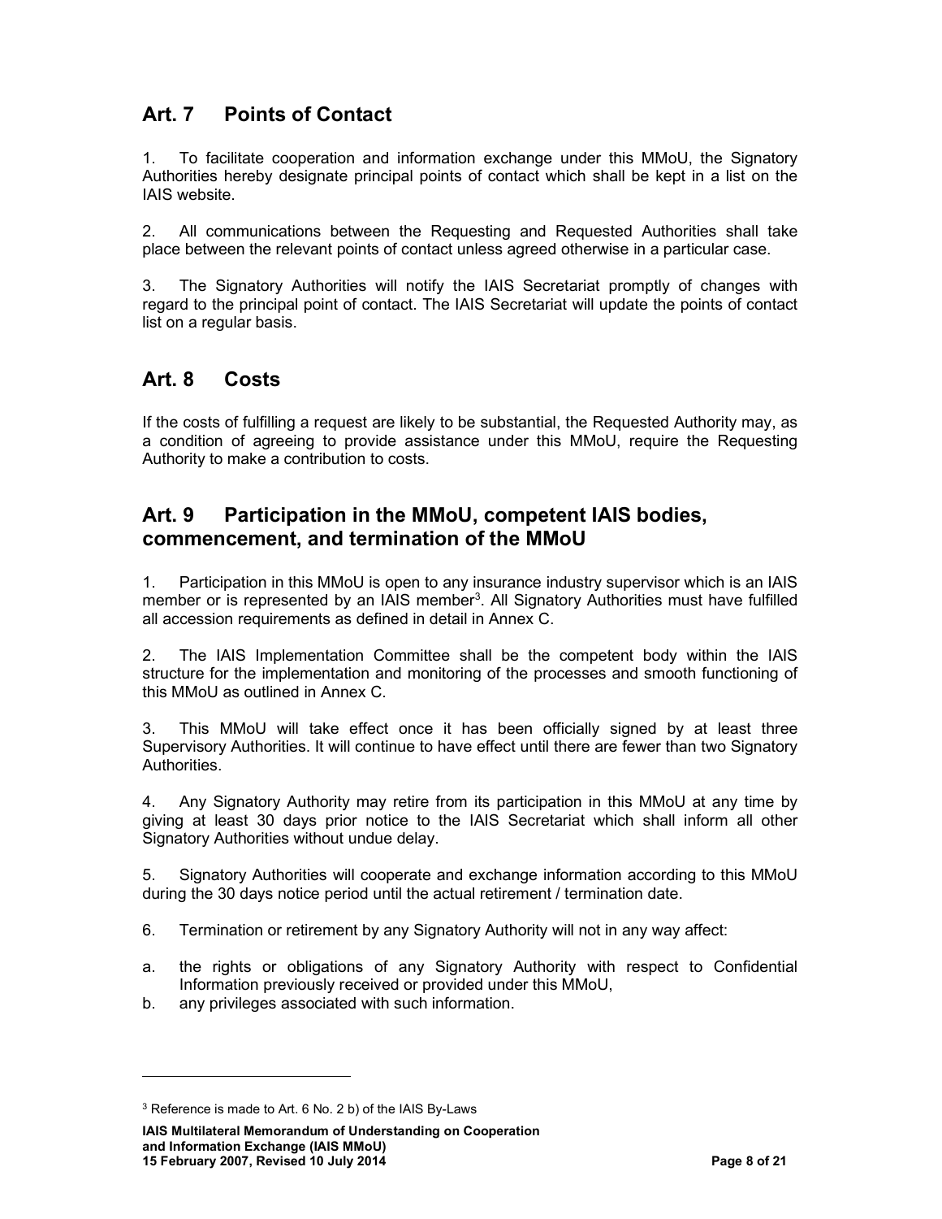## Art. 7 Points of Contact

1. To facilitate cooperation and information exchange under this MMoU, the Signatory Authorities hereby designate principal points of contact which shall be kept in a list on the IAIS website.

2. All communications between the Requesting and Requested Authorities shall take place between the relevant points of contact unless agreed otherwise in a particular case.

3. The Signatory Authorities will notify the IAIS Secretariat promptly of changes with regard to the principal point of contact. The IAIS Secretariat will update the points of contact list on a regular basis.

## Art. 8 Costs

If the costs of fulfilling a request are likely to be substantial, the Requested Authority may, as a condition of agreeing to provide assistance under this MMoU, require the Requesting Authority to make a contribution to costs.

## Art. 9 Participation in the MMoU, competent IAIS bodies, commencement, and termination of the MMoU

1. Participation in this MMoU is open to any insurance industry supervisor which is an IAIS member or is represented by an IAIS member[3]. All Signatory Authorities must have fulfilled all accession requirements as defined in detail in Annex C.

2. The IAIS Implementation Committee shall be the competent body within the IAIS structure for the implementation and monitoring of the processes and smooth functioning of this MMoU as outlined in Annex C.

3. This MMoU will take effect once it has been officially signed by at least three Supervisory Authorities. It will continue to have effect until there are fewer than two Signatory Authorities.

4. Any Signatory Authority may retire from its participation in this MMoU at any time by giving at least 30 days prior notice to the IAIS Secretariat which shall inform all other Signatory Authorities without undue delay.

5. Signatory Authorities will cooperate and exchange information according to this MMoU during the 30 days notice period until the actual retirement / termination date.

6. Termination or retirement by any Signatory Authority will not in any way affect:

a. the rights or obligations of any Signatory Authority with respect to Confidential Information previously received or provided under this MMoU,
b. any privileges associated with such information.

[3] Reference is made to Art. 6 No. 2 b) of the IAIS By-Laws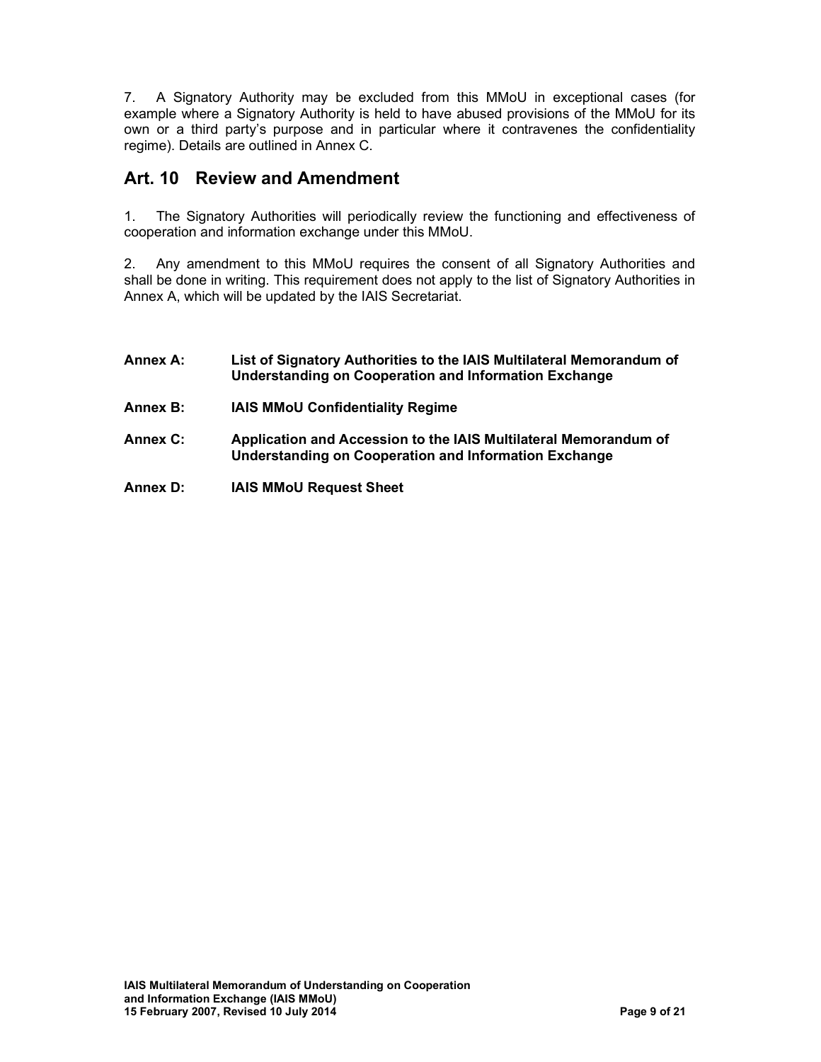7. A Signatory Authority may be excluded from this MMoU in exceptional cases (for example where a Signatory Authority is held to have abused provisions of the MMoU for its own or a third party's purpose and in particular where it contravenes the confidentiality regime). Details are outlined in Annex C.

## Art. 10 Review and Amendment

1. The Signatory Authorities will periodically review the functioning and effectiveness of cooperation and information exchange under this MMoU.

2. Any amendment to this MMoU requires the consent of all Signatory Authorities and shall be done in writing. This requirement does not apply to the list of Signatory Authorities in Annex A, which will be updated by the IAIS Secretariat.

**Annex A: List of Signatory Authorities to the IAIS Multilateral Memorandum of Understanding on Cooperation and Information Exchange**

**Annex B: IAIS MMoU Confidentiality Regime**

**Annex C: Application and Accession to the IAIS Multilateral Memorandum of Understanding on Cooperation and Information Exchange**

**Annex D: IAIS MMoU Request Sheet**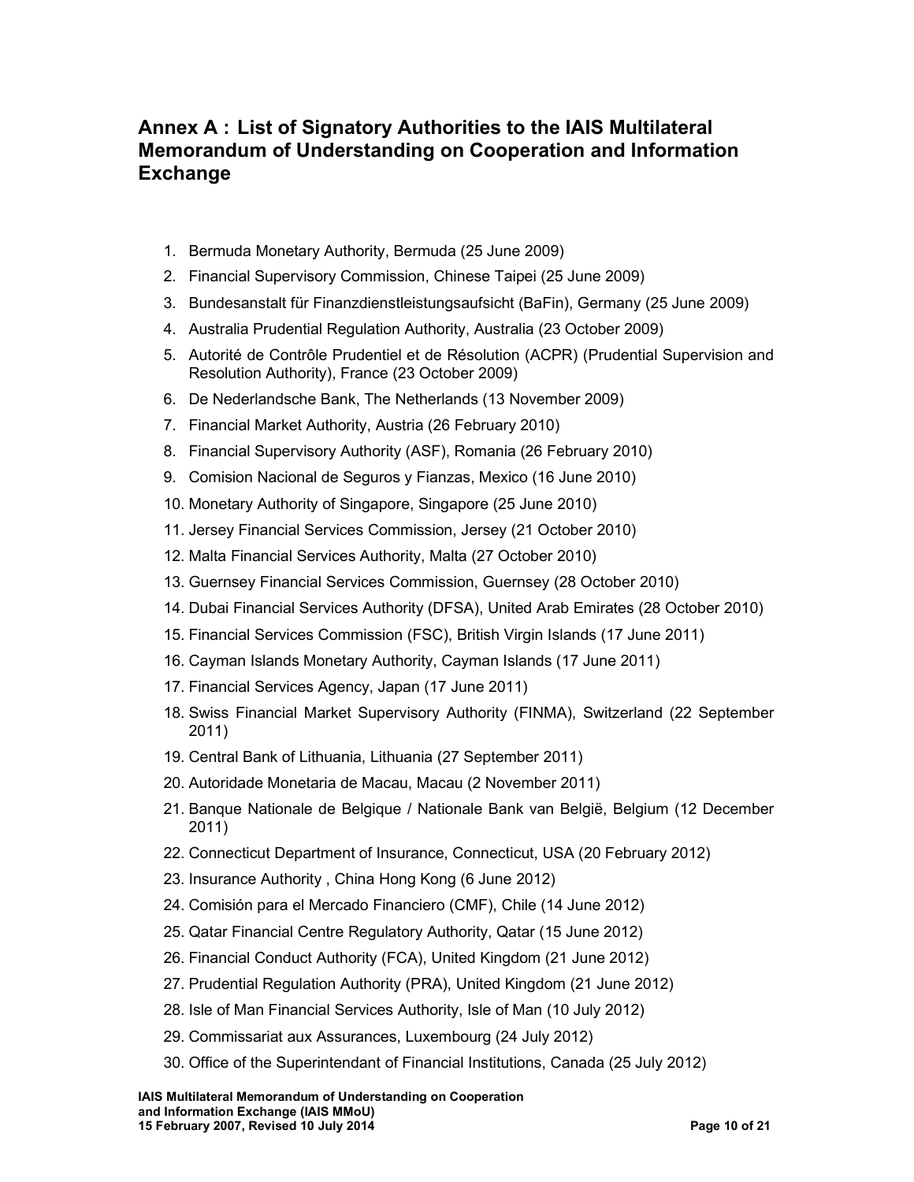## Annex A : List of Signatory Authorities to the IAIS Multilateral Memorandum of Understanding on Cooperation and Information Exchange

1. Bermuda Monetary Authority, Bermuda (25 June 2009)
2. Financial Supervisory Commission, Chinese Taipei (25 June 2009)
3. Bundesanstalt für Finanzdienstleistungsaufsicht (BaFin), Germany (25 June 2009)
4. Australia Prudential Regulation Authority, Australia (23 October 2009)
5. Autorité de Contrôle Prudentiel et de Résolution (ACPR) (Prudential Supervision and Resolution Authority), France (23 October 2009)
6. De Nederlandsche Bank, The Netherlands (13 November 2009)
7. Financial Market Authority, Austria (26 February 2010)
8. Financial Supervisory Authority (ASF), Romania (26 February 2010)
9. Comision Nacional de Seguros y Fianzas, Mexico (16 June 2010)
10. Monetary Authority of Singapore, Singapore (25 June 2010)
11. Jersey Financial Services Commission, Jersey (21 October 2010)
12. Malta Financial Services Authority, Malta (27 October 2010)
13. Guernsey Financial Services Commission, Guernsey (28 October 2010)
14. Dubai Financial Services Authority (DFSA), United Arab Emirates (28 October 2010)
15. Financial Services Commission (FSC), British Virgin Islands (17 June 2011)
16. Cayman Islands Monetary Authority, Cayman Islands (17 June 2011)
17. Financial Services Agency, Japan (17 June 2011)
18. Swiss Financial Market Supervisory Authority (FINMA), Switzerland (22 September 2011)
19. Central Bank of Lithuania, Lithuania (27 September 2011)
20. Autoridade Monetaria de Macau, Macau (2 November 2011)
21. Banque Nationale de Belgique / Nationale Bank van België, Belgium (12 December 2011)
22. Connecticut Department of Insurance, Connecticut, USA (20 February 2012)
23. Insurance Authority , China Hong Kong (6 June 2012)
24. Comisión para el Mercado Financiero (CMF), Chile (14 June 2012)
25. Qatar Financial Centre Regulatory Authority, Qatar (15 June 2012)
26. Financial Conduct Authority (FCA), United Kingdom (21 June 2012)
27. Prudential Regulation Authority (PRA), United Kingdom (21 June 2012)
28. Isle of Man Financial Services Authority, Isle of Man (10 July 2012)
29. Commissariat aux Assurances, Luxembourg (24 July 2012)
30. Office of the Superintendant of Financial Institutions, Canada (25 July 2012)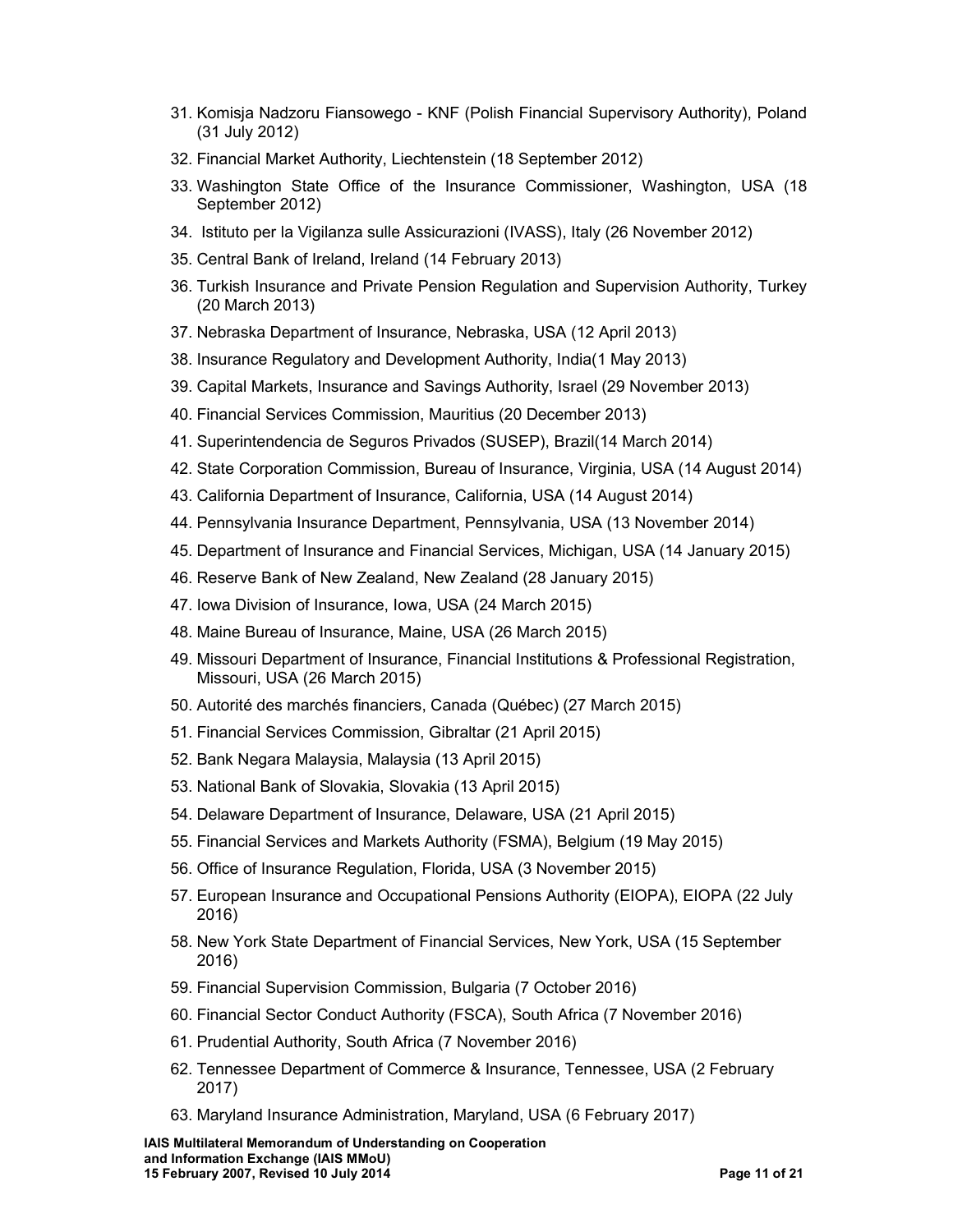31. Komisja Nadzoru Fiansowego - KNF (Polish Financial Supervisory Authority), Poland (31 July 2012)
32. Financial Market Authority, Liechtenstein (18 September 2012)
33. Washington State Office of the Insurance Commissioner, Washington, USA (18 September 2012)
34. Istituto per la Vigilanza sulle Assicurazioni (IVASS), Italy (26 November 2012)
35. Central Bank of Ireland, Ireland (14 February 2013)
36. Turkish Insurance and Private Pension Regulation and Supervision Authority, Turkey (20 March 2013)
37. Nebraska Department of Insurance, Nebraska, USA (12 April 2013)
38. Insurance Regulatory and Development Authority, India(1 May 2013)
39. Capital Markets, Insurance and Savings Authority, Israel (29 November 2013)
40. Financial Services Commission, Mauritius (20 December 2013)
41. Superintendencia de Seguros Privados (SUSEP), Brazil(14 March 2014)
42. State Corporation Commission, Bureau of Insurance, Virginia, USA (14 August 2014)
43. California Department of Insurance, California, USA (14 August 2014)
44. Pennsylvania Insurance Department, Pennsylvania, USA (13 November 2014)
45. Department of Insurance and Financial Services, Michigan, USA (14 January 2015)
46. Reserve Bank of New Zealand, New Zealand (28 January 2015)
47. Iowa Division of Insurance, Iowa, USA (24 March 2015)
48. Maine Bureau of Insurance, Maine, USA (26 March 2015)
49. Missouri Department of Insurance, Financial Institutions & Professional Registration, Missouri, USA (26 March 2015)
50. Autorité des marchés financiers, Canada (Québec) (27 March 2015)
51. Financial Services Commission, Gibraltar (21 April 2015)
52. Bank Negara Malaysia, Malaysia (13 April 2015)
53. National Bank of Slovakia, Slovakia (13 April 2015)
54. Delaware Department of Insurance, Delaware, USA (21 April 2015)
55. Financial Services and Markets Authority (FSMA), Belgium (19 May 2015)
56. Office of Insurance Regulation, Florida, USA (3 November 2015)
57. European Insurance and Occupational Pensions Authority (EIOPA), EIOPA (22 July 2016)
58. New York State Department of Financial Services, New York, USA (15 September 2016)
59. Financial Supervision Commission, Bulgaria (7 October 2016)
60. Financial Sector Conduct Authority (FSCA), South Africa (7 November 2016)
61. Prudential Authority, South Africa (7 November 2016)
62. Tennessee Department of Commerce & Insurance, Tennessee, USA (2 February 2017)
63. Maryland Insurance Administration, Maryland, USA (6 February 2017)

**IAIS Multilateral Memorandum of Understanding on Cooperation and Information Exchange (IAIS MMoU)**
**15 February 2007, Revised 10 July 2014**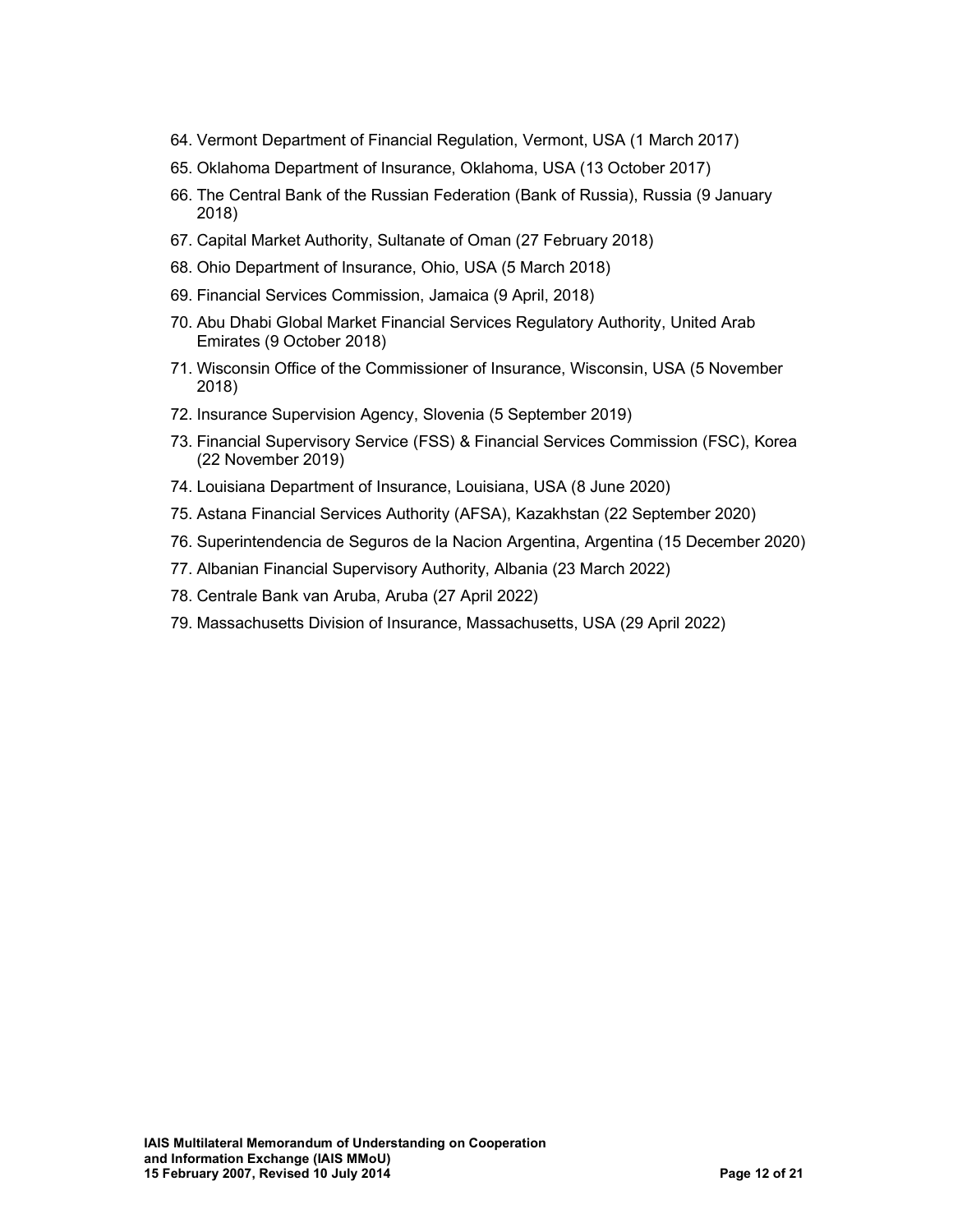64. Vermont Department of Financial Regulation, Vermont, USA (1 March 2017)
65. Oklahoma Department of Insurance, Oklahoma, USA (13 October 2017)
66. The Central Bank of the Russian Federation (Bank of Russia), Russia (9 January 2018)
67. Capital Market Authority, Sultanate of Oman (27 February 2018)
68. Ohio Department of Insurance, Ohio, USA (5 March 2018)
69. Financial Services Commission, Jamaica (9 April, 2018)
70. Abu Dhabi Global Market Financial Services Regulatory Authority, United Arab Emirates (9 October 2018)
71. Wisconsin Office of the Commissioner of Insurance, Wisconsin, USA (5 November 2018)
72. Insurance Supervision Agency, Slovenia (5 September 2019)
73. Financial Supervisory Service (FSS) & Financial Services Commission (FSC), Korea (22 November 2019)
74. Louisiana Department of Insurance, Louisiana, USA (8 June 2020)
75. Astana Financial Services Authority (AFSA), Kazakhstan (22 September 2020)
76. Superintendencia de Seguros de la Nacion Argentina, Argentina (15 December 2020)
77. Albanian Financial Supervisory Authority, Albania (23 March 2022)
78. Centrale Bank van Aruba, Aruba (27 April 2022)
79. Massachusetts Division of Insurance, Massachusetts, USA (29 April 2022)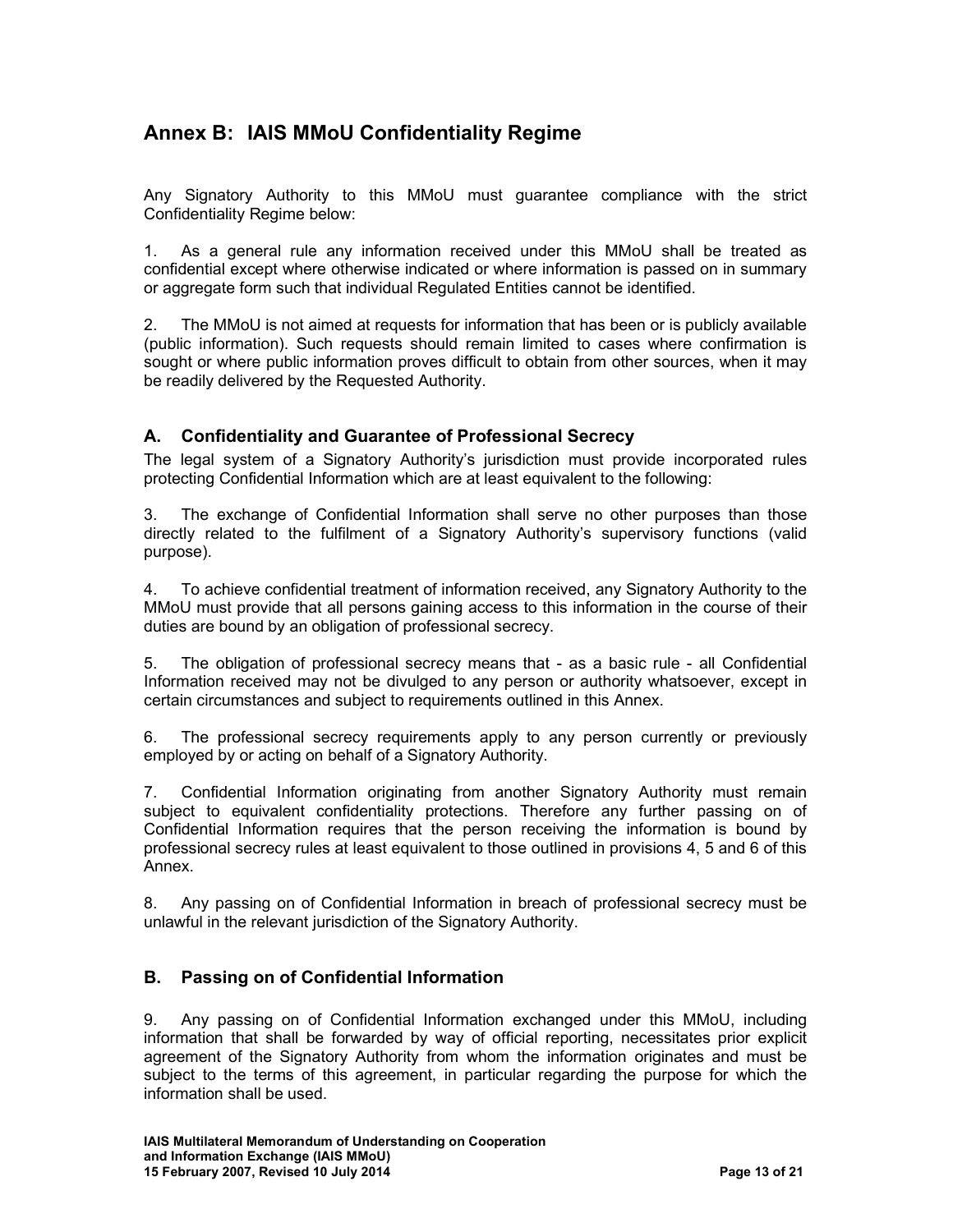## Annex B: IAIS MMoU Confidentiality Regime

Any Signatory Authority to this MMoU must guarantee compliance with the strict Confidentiality Regime below:

1. As a general rule any information received under this MMoU shall be treated as confidential except where otherwise indicated or where information is passed on in summary or aggregate form such that individual Regulated Entities cannot be identified.

2. The MMoU is not aimed at requests for information that has been or is publicly available (public information). Such requests should remain limited to cases where confirmation is sought or where public information proves difficult to obtain from other sources, when it may be readily delivered by the Requested Authority.

### A. Confidentiality and Guarantee of Professional Secrecy

The legal system of a Signatory Authority's jurisdiction must provide incorporated rules protecting Confidential Information which are at least equivalent to the following:

3. The exchange of Confidential Information shall serve no other purposes than those directly related to the fulfilment of a Signatory Authority's supervisory functions (valid purpose).

4. To achieve confidential treatment of information received, any Signatory Authority to the MMoU must provide that all persons gaining access to this information in the course of their duties are bound by an obligation of professional secrecy.

5. The obligation of professional secrecy means that - as a basic rule - all Confidential Information received may not be divulged to any person or authority whatsoever, except in certain circumstances and subject to requirements outlined in this Annex.

6. The professional secrecy requirements apply to any person currently or previously employed by or acting on behalf of a Signatory Authority.

7. Confidential Information originating from another Signatory Authority must remain subject to equivalent confidentiality protections. Therefore any further passing on of Confidential Information requires that the person receiving the information is bound by professional secrecy rules at least equivalent to those outlined in provisions 4, 5 and 6 of this Annex.

8. Any passing on of Confidential Information in breach of professional secrecy must be unlawful in the relevant jurisdiction of the Signatory Authority.

### B. Passing on of Confidential Information

9. Any passing on of Confidential Information exchanged under this MMoU, including information that shall be forwarded by way of official reporting, necessitates prior explicit agreement of the Signatory Authority from whom the information originates and must be subject to the terms of this agreement, in particular regarding the purpose for which the information shall be used.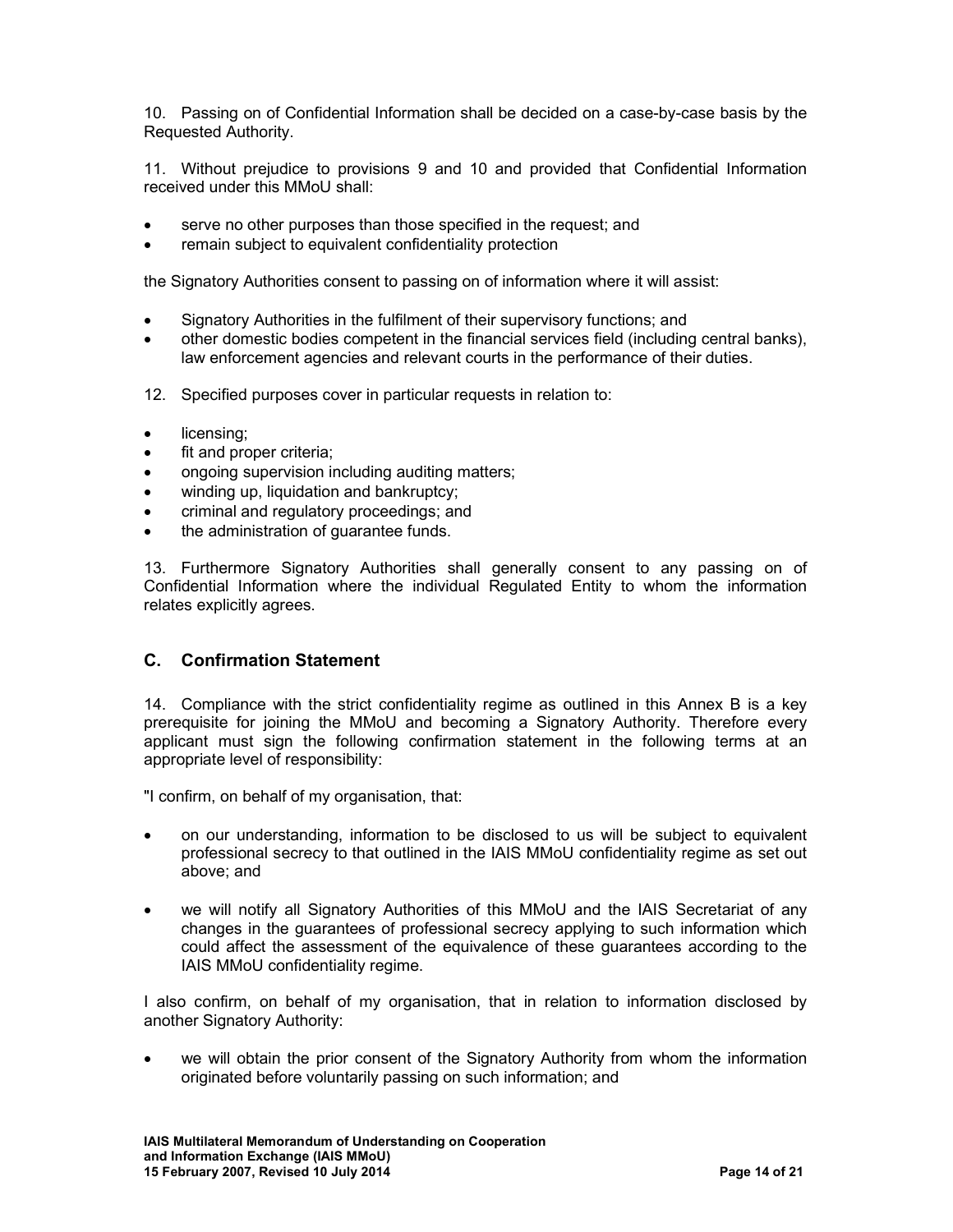10. Passing on of Confidential Information shall be decided on a case-by-case basis by the Requested Authority.

11. Without prejudice to provisions 9 and 10 and provided that Confidential Information received under this MMoU shall:

- serve no other purposes than those specified in the request; and
- remain subject to equivalent confidentiality protection

the Signatory Authorities consent to passing on of information where it will assist:

- Signatory Authorities in the fulfilment of their supervisory functions; and
- other domestic bodies competent in the financial services field (including central banks), law enforcement agencies and relevant courts in the performance of their duties.

12. Specified purposes cover in particular requests in relation to:

- licensing;
- fit and proper criteria;
- ongoing supervision including auditing matters;
- winding up, liquidation and bankruptcy;
- criminal and regulatory proceedings; and
- the administration of guarantee funds.

13. Furthermore Signatory Authorities shall generally consent to any passing on of Confidential Information where the individual Regulated Entity to whom the information relates explicitly agrees.

## C. Confirmation Statement

14. Compliance with the strict confidentiality regime as outlined in this Annex B is a key prerequisite for joining the MMoU and becoming a Signatory Authority. Therefore every applicant must sign the following confirmation statement in the following terms at an appropriate level of responsibility:

"I confirm, on behalf of my organisation, that:

- on our understanding, information to be disclosed to us will be subject to equivalent professional secrecy to that outlined in the IAIS MMoU confidentiality regime as set out above; and

- we will notify all Signatory Authorities of this MMoU and the IAIS Secretariat of any changes in the guarantees of professional secrecy applying to such information which could affect the assessment of the equivalence of these guarantees according to the IAIS MMoU confidentiality regime.

I also confirm, on behalf of my organisation, that in relation to information disclosed by another Signatory Authority:

- we will obtain the prior consent of the Signatory Authority from whom the information originated before voluntarily passing on such information; and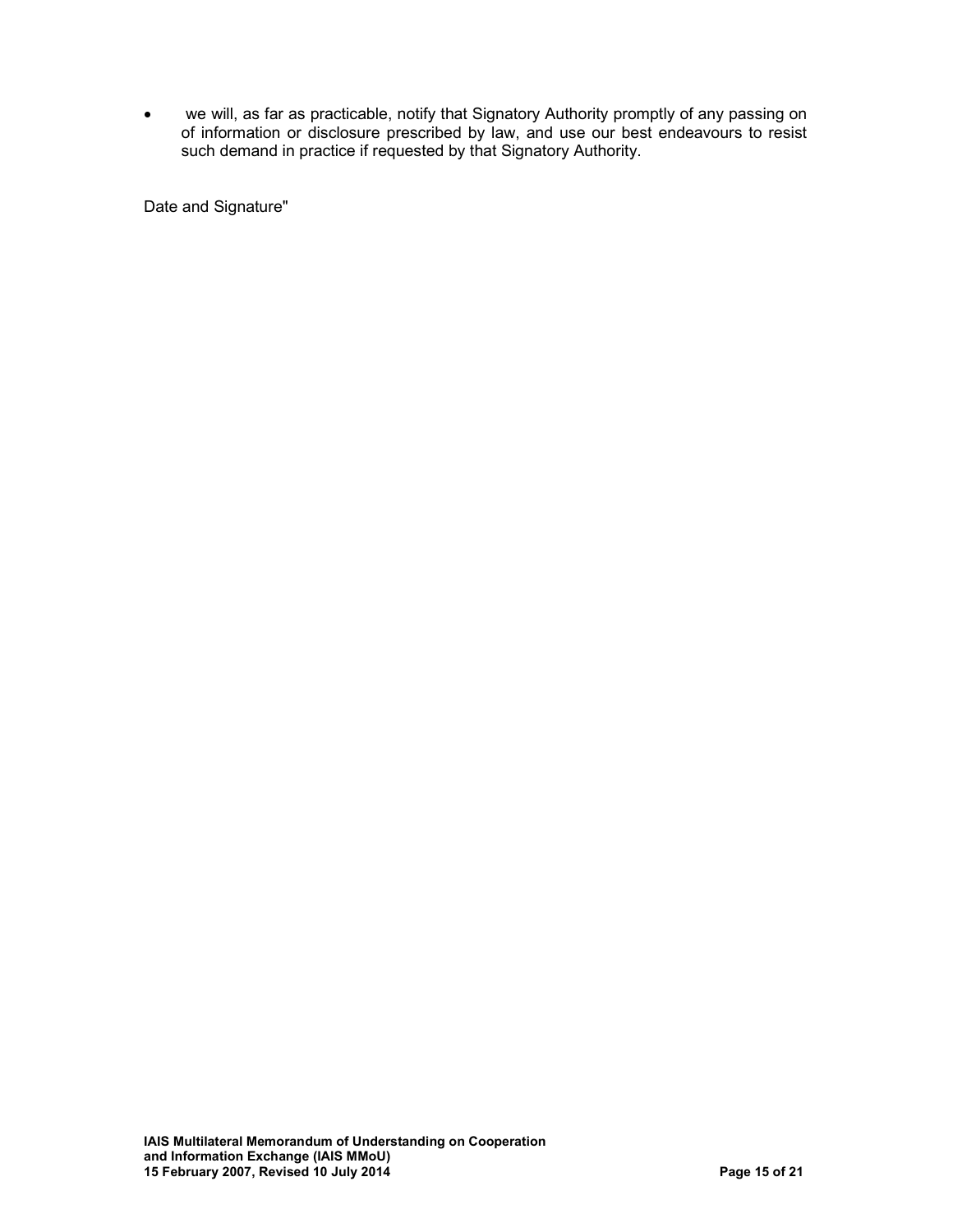- we will, as far as practicable, notify that Signatory Authority promptly of any passing on of information or disclosure prescribed by law, and use our best endeavours to resist such demand in practice if requested by that Signatory Authority.

Date and Signature"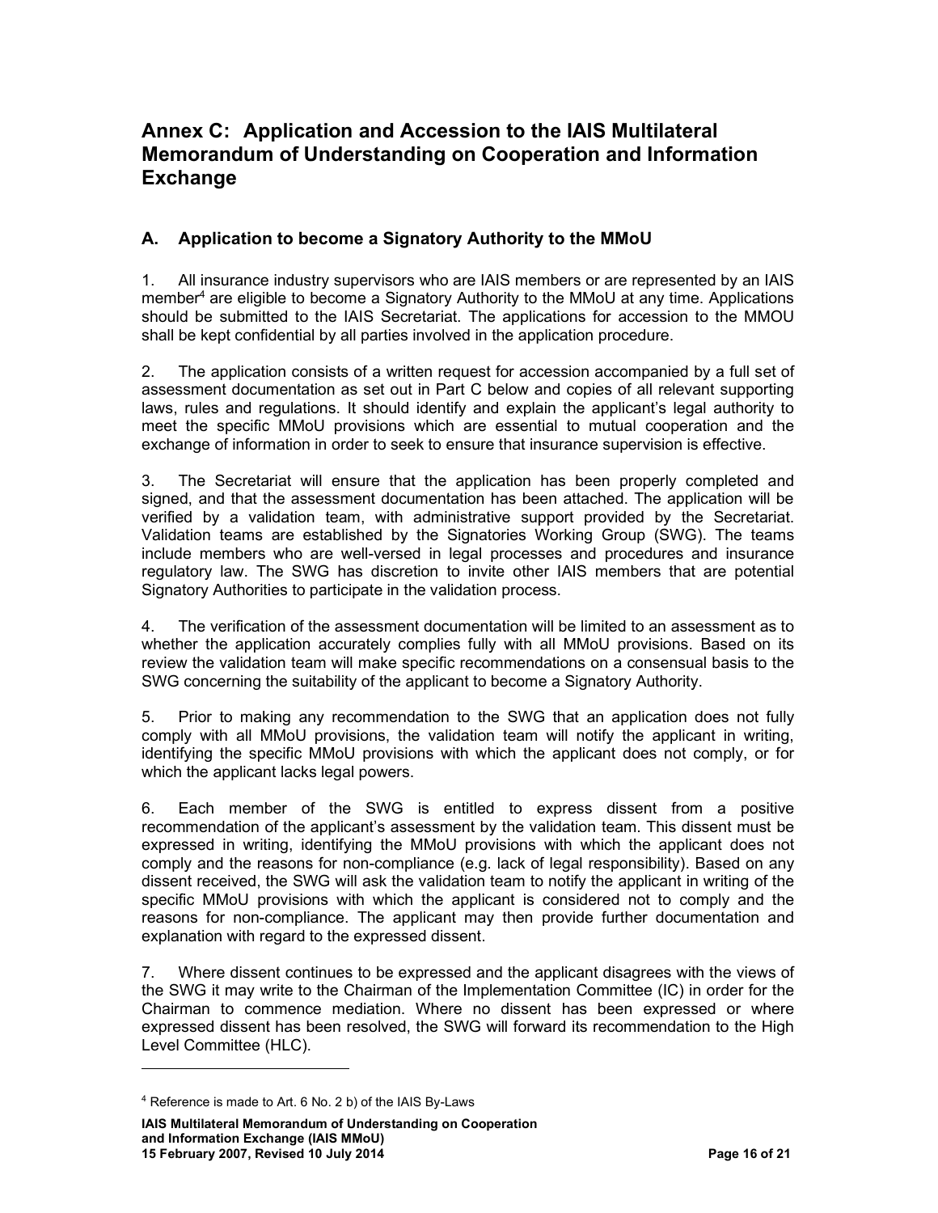## Annex C: Application and Accession to the IAIS Multilateral Memorandum of Understanding on Cooperation and Information Exchange

### A. Application to become a Signatory Authority to the MMoU

1. All insurance industry supervisors who are IAIS members or are represented by an IAIS member[4] are eligible to become a Signatory Authority to the MMoU at any time. Applications should be submitted to the IAIS Secretariat. The applications for accession to the MMOU shall be kept confidential by all parties involved in the application procedure.

2. The application consists of a written request for accession accompanied by a full set of assessment documentation as set out in Part C below and copies of all relevant supporting laws, rules and regulations. It should identify and explain the applicant's legal authority to meet the specific MMoU provisions which are essential to mutual cooperation and the exchange of information in order to seek to ensure that insurance supervision is effective.

3. The Secretariat will ensure that the application has been properly completed and signed, and that the assessment documentation has been attached. The application will be verified by a validation team, with administrative support provided by the Secretariat. Validation teams are established by the Signatories Working Group (SWG). The teams include members who are well-versed in legal processes and procedures and insurance regulatory law. The SWG has discretion to invite other IAIS members that are potential Signatory Authorities to participate in the validation process.

4. The verification of the assessment documentation will be limited to an assessment as to whether the application accurately complies fully with all MMoU provisions. Based on its review the validation team will make specific recommendations on a consensual basis to the SWG concerning the suitability of the applicant to become a Signatory Authority.

5. Prior to making any recommendation to the SWG that an application does not fully comply with all MMoU provisions, the validation team will notify the applicant in writing, identifying the specific MMoU provisions with which the applicant does not comply, or for which the applicant lacks legal powers.

6. Each member of the SWG is entitled to express dissent from a positive recommendation of the applicant's assessment by the validation team. This dissent must be expressed in writing, identifying the MMoU provisions with which the applicant does not comply and the reasons for non-compliance (e.g. lack of legal responsibility). Based on any dissent received, the SWG will ask the validation team to notify the applicant in writing of the specific MMoU provisions with which the applicant is considered not to comply and the reasons for non-compliance. The applicant may then provide further documentation and explanation with regard to the expressed dissent.

7. Where dissent continues to be expressed and the applicant disagrees with the views of the SWG it may write to the Chairman of the Implementation Committee (IC) in order for the Chairman to commence mediation. Where no dissent has been expressed or where expressed dissent has been resolved, the SWG will forward its recommendation to the High Level Committee (HLC).

---

[4] Reference is made to Art. 6 No. 2 b) of the IAIS By-Laws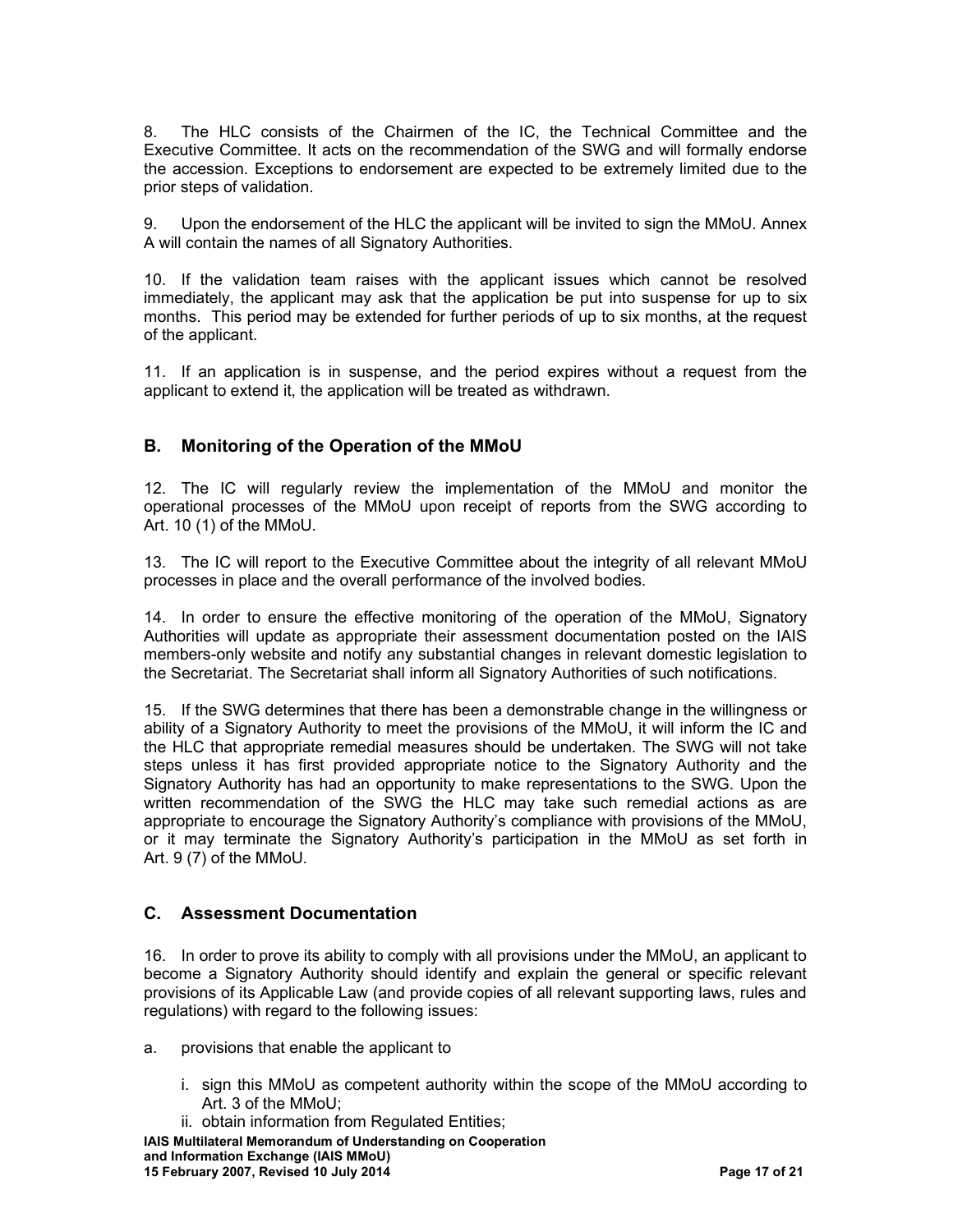8. The HLC consists of the Chairmen of the IC, the Technical Committee and the Executive Committee. It acts on the recommendation of the SWG and will formally endorse the accession. Exceptions to endorsement are expected to be extremely limited due to the prior steps of validation.

9. Upon the endorsement of the HLC the applicant will be invited to sign the MMoU. Annex A will contain the names of all Signatory Authorities.

10. If the validation team raises with the applicant issues which cannot be resolved immediately, the applicant may ask that the application be put into suspense for up to six months. This period may be extended for further periods of up to six months, at the request of the applicant.

11. If an application is in suspense, and the period expires without a request from the applicant to extend it, the application will be treated as withdrawn.

## B. Monitoring of the Operation of the MMoU

12. The IC will regularly review the implementation of the MMoU and monitor the operational processes of the MMoU upon receipt of reports from the SWG according to Art. 10 (1) of the MMoU.

13. The IC will report to the Executive Committee about the integrity of all relevant MMoU processes in place and the overall performance of the involved bodies.

14. In order to ensure the effective monitoring of the operation of the MMoU, Signatory Authorities will update as appropriate their assessment documentation posted on the IAIS members-only website and notify any substantial changes in relevant domestic legislation to the Secretariat. The Secretariat shall inform all Signatory Authorities of such notifications.

15. If the SWG determines that there has been a demonstrable change in the willingness or ability of a Signatory Authority to meet the provisions of the MMoU, it will inform the IC and the HLC that appropriate remedial measures should be undertaken. The SWG will not take steps unless it has first provided appropriate notice to the Signatory Authority and the Signatory Authority has had an opportunity to make representations to the SWG. Upon the written recommendation of the SWG the HLC may take such remedial actions as are appropriate to encourage the Signatory Authority's compliance with provisions of the MMoU, or it may terminate the Signatory Authority's participation in the MMoU as set forth in Art. 9 (7) of the MMoU.

## C. Assessment Documentation

16. In order to prove its ability to comply with all provisions under the MMoU, an applicant to become a Signatory Authority should identify and explain the general or specific relevant provisions of its Applicable Law (and provide copies of all relevant supporting laws, rules and regulations) with regard to the following issues:

a. provisions that enable the applicant to

   i. sign this MMoU as competent authority within the scope of the MMoU according to Art. 3 of the MMoU;
   ii. obtain information from Regulated Entities;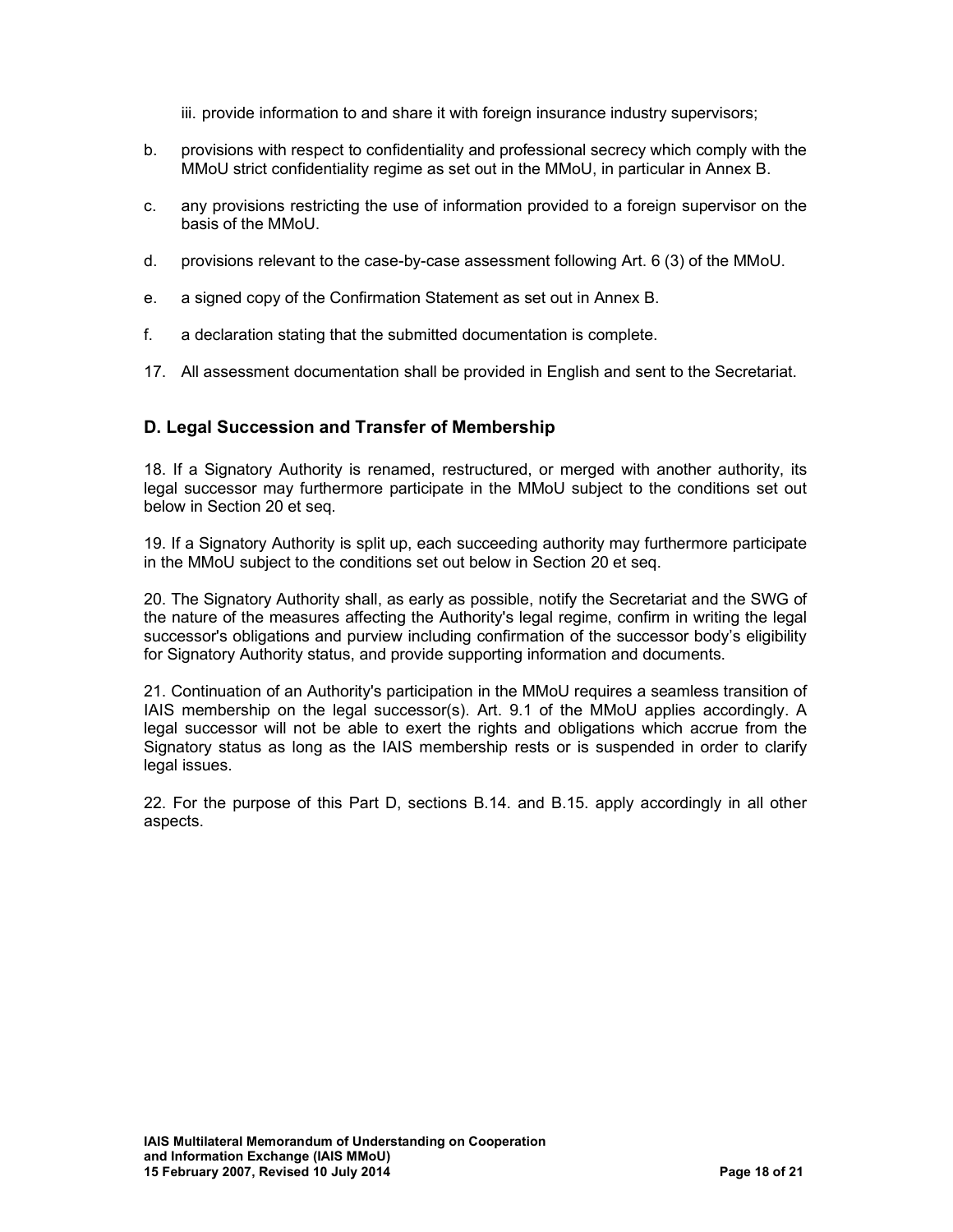iii. provide information to and share it with foreign insurance industry supervisors;

b. provisions with respect to confidentiality and professional secrecy which comply with the MMoU strict confidentiality regime as set out in the MMoU, in particular in Annex B.

c. any provisions restricting the use of information provided to a foreign supervisor on the basis of the MMoU.

d. provisions relevant to the case-by-case assessment following Art. 6 (3) of the MMoU.

e. a signed copy of the Confirmation Statement as set out in Annex B.

f. a declaration stating that the submitted documentation is complete.

17. All assessment documentation shall be provided in English and sent to the Secretariat.

## D. Legal Succession and Transfer of Membership

18. If a Signatory Authority is renamed, restructured, or merged with another authority, its legal successor may furthermore participate in the MMoU subject to the conditions set out below in Section 20 et seq.

19. If a Signatory Authority is split up, each succeeding authority may furthermore participate in the MMoU subject to the conditions set out below in Section 20 et seq.

20. The Signatory Authority shall, as early as possible, notify the Secretariat and the SWG of the nature of the measures affecting the Authority's legal regime, confirm in writing the legal successor's obligations and purview including confirmation of the successor body's eligibility for Signatory Authority status, and provide supporting information and documents.

21. Continuation of an Authority's participation in the MMoU requires a seamless transition of IAIS membership on the legal successor(s). Art. 9.1 of the MMoU applies accordingly. A legal successor will not be able to exert the rights and obligations which accrue from the Signatory status as long as the IAIS membership rests or is suspended in order to clarify legal issues.

22. For the purpose of this Part D, sections B.14. and B.15. apply accordingly in all other aspects.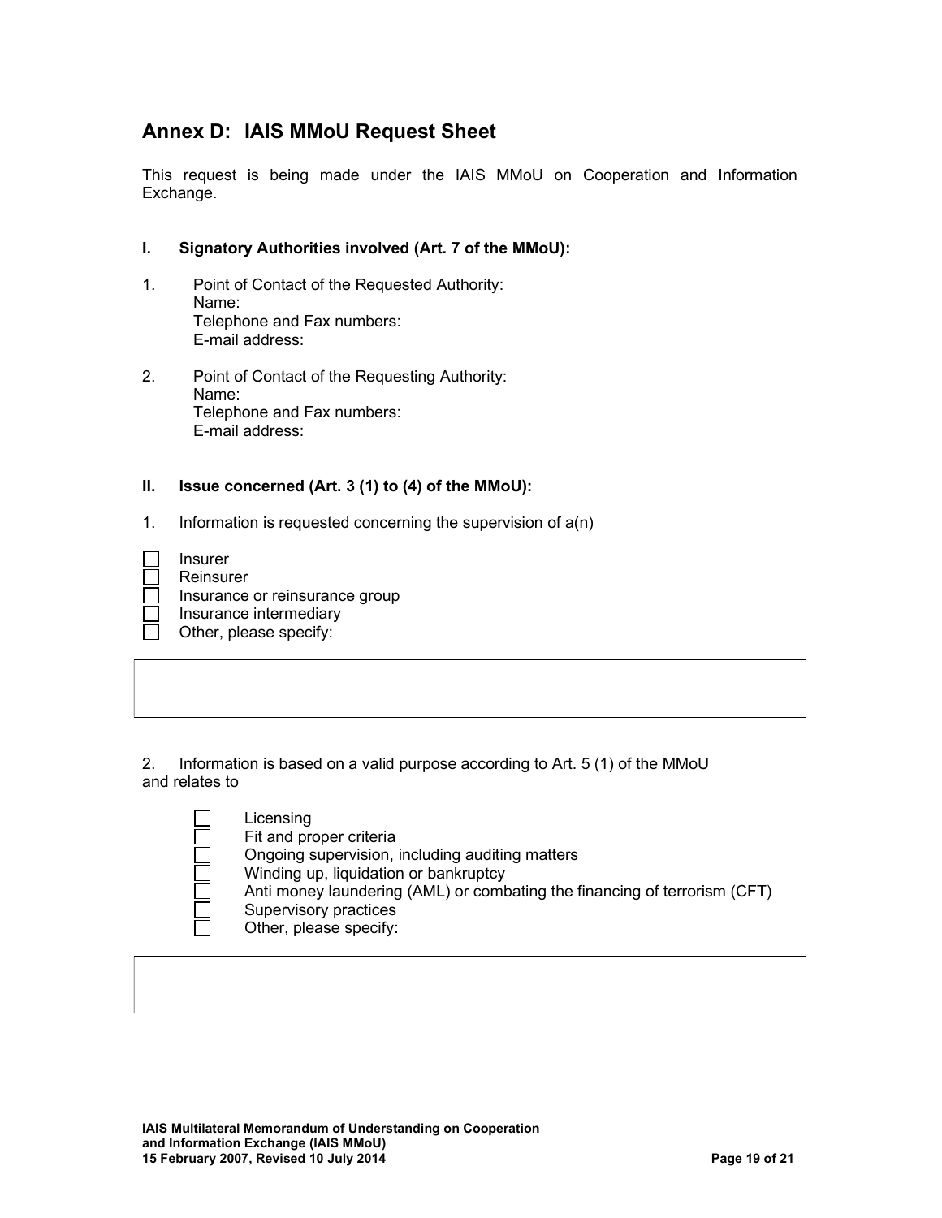## Annex D: IAIS MMoU Request Sheet

This request is being made under the IAIS MMoU on Cooperation and Information Exchange.

### I. Signatory Authorities involved (Art. 7 of the MMoU):

1. Point of Contact of the Requested Authority:
   Name:
   Telephone and Fax numbers:
   E-mail address:

2. Point of Contact of the Requesting Authority:
   Name:
   Telephone and Fax numbers:
   E-mail address:

### II. Issue concerned (Art. 3 (1) to (4) of the MMoU):

1. Information is requested concerning the supervision of a(n)

- ☐ Insurer
- ☐ Reinsurer
- ☐ Insurance or reinsurance group
- ☐ Insurance intermediary
- ☐ Other, please specify:

| |
|---|
| |

2. Information is based on a valid purpose according to Art. 5 (1) of the MMoU and relates to

- ☐ Licensing
- ☐ Fit and proper criteria
- ☐ Ongoing supervision, including auditing matters
- ☐ Winding up, liquidation or bankruptcy
- ☐ Anti money laundering (AML) or combating the financing of terrorism (CFT)
- ☐ Supervisory practices
- ☐ Other, please specify:

| |
|---|
| |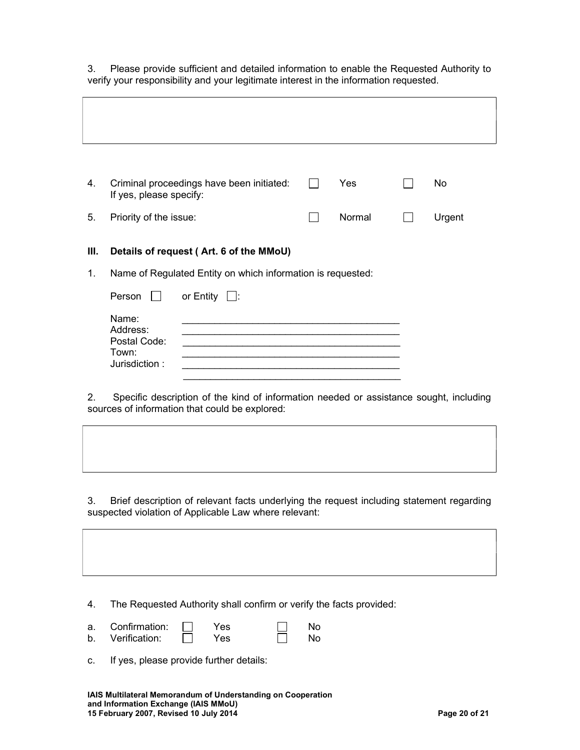3. Please provide sufficient and detailed information to enable the Requested Authority to verify your responsibility and your legitimate interest in the information requested.

| |
|---|
| |

4. Criminal proceedings have been initiated: ☐ Yes ☐ No
   If yes, please specify:

5. Priority of the issue: ☐ Normal ☐ Urgent

### III. Details of request ( Art. 6 of the MMoU)

1. Name of Regulated Entity on which information is requested:

   Person ☐ or Entity ☐:

   Name: ________________________________________
   Address: ________________________________________
   Postal Code: ________________________________________
   Town: ________________________________________
   Jurisdiction : ________________________________________
   ________________________________________

2. Specific description of the kind of information needed or assistance sought, including sources of information that could be explored:

| |
|---|
| |

3. Brief description of relevant facts underlying the request including statement regarding suspected violation of Applicable Law where relevant:

| |
|---|
| |

4. The Requested Authority shall confirm or verify the facts provided:

a. Confirmation: ☐ Yes ☐ No
b. Verification: ☐ Yes ☐ No

c. If yes, please provide further details:

**IAIS Multilateral Memorandum of Understanding on Cooperation and Information Exchange (IAIS MMoU)**
**15 February 2007, Revised 10 July 2014**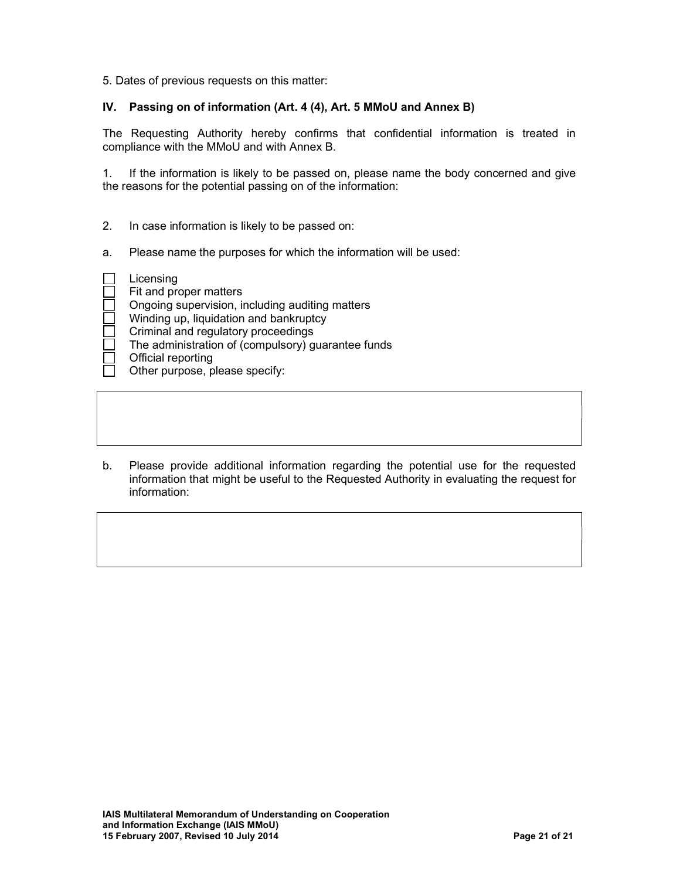5. Dates of previous requests on this matter:

### IV. Passing on of information (Art. 4 (4), Art. 5 MMoU and Annex B)

The Requesting Authority hereby confirms that confidential information is treated in compliance with the MMoU and with Annex B.

1. If the information is likely to be passed on, please name the body concerned and give the reasons for the potential passing on of the information:

2. In case information is likely to be passed on:

a. Please name the purposes for which the information will be used:

- ☐ Licensing
- ☐ Fit and proper matters
- ☐ Ongoing supervision, including auditing matters
- ☐ Winding up, liquidation and bankruptcy
- ☐ Criminal and regulatory proceedings
- ☐ The administration of (compulsory) guarantee funds
- ☐ Official reporting
- ☐ Other purpose, please specify:

b. Please provide additional information regarding the potential use for the requested information that might be useful to the Requested Authority in evaluating the request for information: